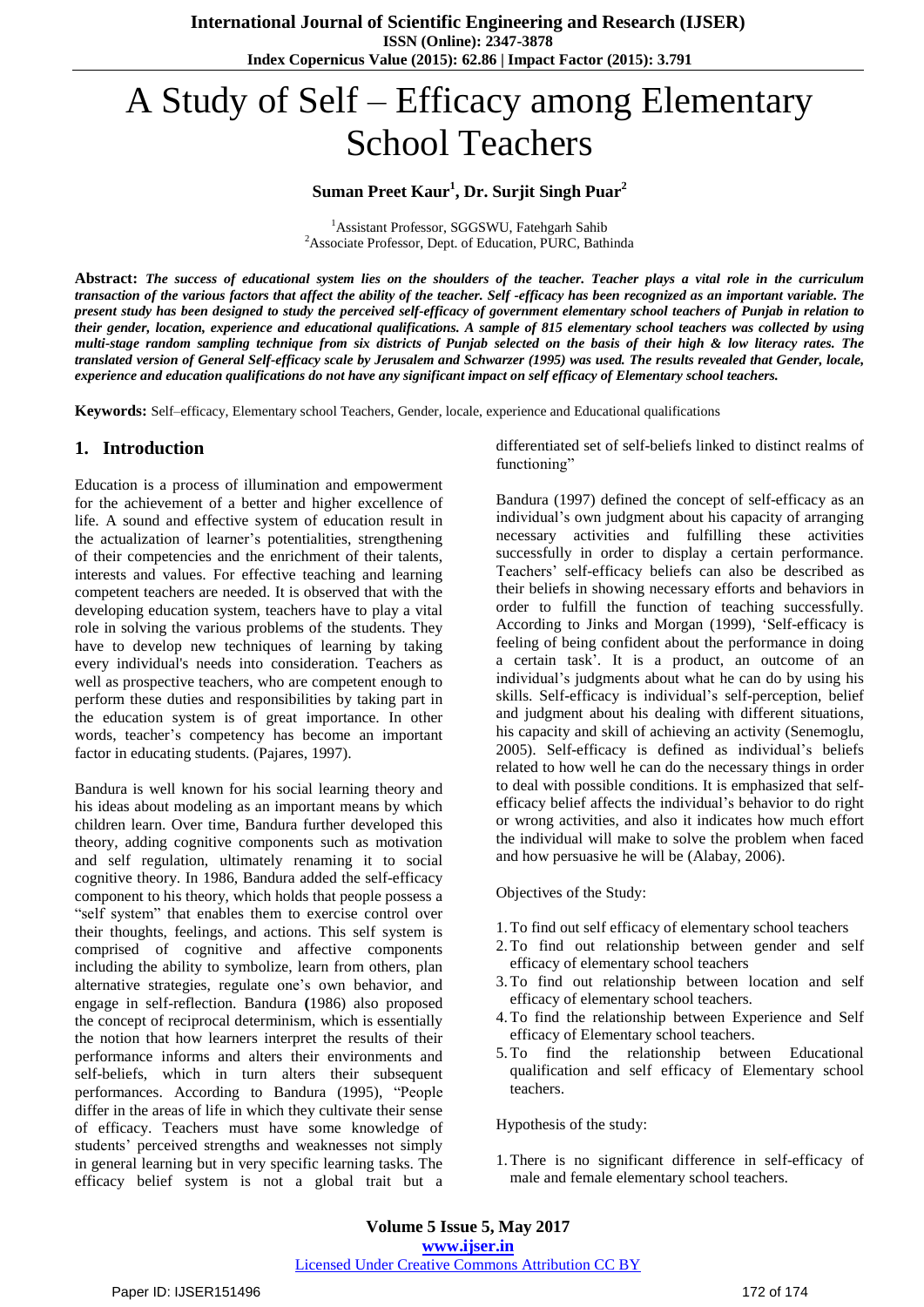# A Study of Self – Efficacy among Elementary School Teachers

**Suman Preet Kaur[1], Dr. Surjit Singh Puar[2]**

[1]Assistant Professor, SGGSWU, Fatehgarh Sahib
[2]Associate Professor, Dept. of Education, PURC, Bathinda

**Abstract:** ***The success of educational system lies on the shoulders of the teacher. Teacher plays a vital role in the curriculum transaction of the various factors that affect the ability of the teacher. Self -efficacy has been recognized as an important variable. The present study has been designed to study the perceived self-efficacy of government elementary school teachers of Punjab in relation to their gender, location, experience and educational qualifications. A sample of 815 elementary school teachers was collected by using multi-stage random sampling technique from six districts of Punjab selected on the basis of their high & low literacy rates. The translated version of General Self-efficacy scale by Jerusalem and Schwarzer (1995) was used. The results revealed that Gender, locale, experience and education qualifications do not have any significant impact on self efficacy of Elementary school teachers.***

**Keywords:** Self–efficacy, Elementary school Teachers, Gender, locale, experience and Educational qualifications

## 1. Introduction

Education is a process of illumination and empowerment for the achievement of a better and higher excellence of life. A sound and effective system of education result in the actualization of learner's potentialities, strengthening of their competencies and the enrichment of their talents, interests and values. For effective teaching and learning competent teachers are needed. It is observed that with the developing education system, teachers have to play a vital role in solving the various problems of the students. They have to develop new techniques of learning by taking every individual's needs into consideration. Teachers as well as prospective teachers, who are competent enough to perform these duties and responsibilities by taking part in the education system is of great importance. In other words, teacher's competency has become an important factor in educating students. (Pajares, 1997).

Bandura is well known for his social learning theory and his ideas about modeling as an important means by which children learn. Over time, Bandura further developed this theory, adding cognitive components such as motivation and self regulation, ultimately renaming it to social cognitive theory. In 1986, Bandura added the self-efficacy component to his theory, which holds that people possess a "self system" that enables them to exercise control over their thoughts, feelings, and actions. This self system is comprised of cognitive and affective components including the ability to symbolize, learn from others, plan alternative strategies, regulate one's own behavior, and engage in self-reflection. Bandura **(**1986) also proposed the concept of reciprocal determinism, which is essentially the notion that how learners interpret the results of their performance informs and alters their environments and self-beliefs, which in turn alters their subsequent performances. According to Bandura (1995), "People differ in the areas of life in which they cultivate their sense of efficacy. Teachers must have some knowledge of students' perceived strengths and weaknesses not simply in general learning but in very specific learning tasks. The efficacy belief system is not a global trait but a differentiated set of self-beliefs linked to distinct realms of functioning"

Bandura (1997) defined the concept of self-efficacy as an individual's own judgment about his capacity of arranging necessary activities and fulfilling these activities successfully in order to display a certain performance. Teachers' self-efficacy beliefs can also be described as their beliefs in showing necessary efforts and behaviors in order to fulfill the function of teaching successfully. According to Jinks and Morgan (1999), 'Self-efficacy is feeling of being confident about the performance in doing a certain task'. It is a product, an outcome of an individual's judgments about what he can do by using his skills. Self-efficacy is individual's self-perception, belief and judgment about his dealing with different situations, his capacity and skill of achieving an activity (Senemoglu, 2005). Self-efficacy is defined as individual's beliefs related to how well he can do the necessary things in order to deal with possible conditions. It is emphasized that self-efficacy belief affects the individual's behavior to do right or wrong activities, and also it indicates how much effort the individual will make to solve the problem when faced and how persuasive he will be (Alabay, 2006).

Objectives of the Study:

1. To find out self efficacy of elementary school teachers
2. To find out relationship between gender and self efficacy of elementary school teachers
3. To find out relationship between location and self efficacy of elementary school teachers.
4. To find the relationship between Experience and Self efficacy of Elementary school teachers.
5. To find the relationship between Educational qualification and self efficacy of Elementary school teachers.

Hypothesis of the study:

1. There is no significant difference in self-efficacy of male and female elementary school teachers.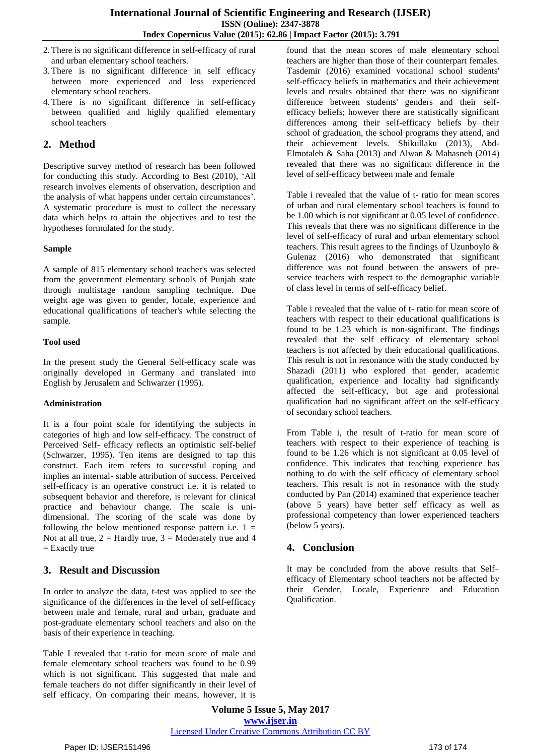2. There is no significant difference in self-efficacy of rural and urban elementary school teachers.
3. There is no significant difference in self efficacy between more experienced and less experienced elementary school teachers.
4. There is no significant difference in self-efficacy between qualified and highly qualified elementary school teachers

## 2. Method

Descriptive survey method of research has been followed for conducting this study. According to Best (2010), 'All research involves elements of observation, description and the analysis of what happens under certain circumstances'. A systematic procedure is must to collect the necessary data which helps to attain the objectives and to test the hypotheses formulated for the study.

### Sample

A sample of 815 elementary school teacher's was selected from the government elementary schools of Punjab state through multistage random sampling technique. Due weight age was given to gender, locale, experience and educational qualifications of teacher's while selecting the sample.

### Tool used

In the present study the General Self-efficacy scale was originally developed in Germany and translated into English by Jerusalem and Schwarzer (1995).

### Administration

It is a four point scale for identifying the subjects in categories of high and low self-efficacy. The construct of Perceived Self- efficacy reflects an optimistic self-belief (Schwarzer, 1995). Ten items are designed to tap this construct. Each item refers to successful coping and implies an internal- stable attribution of success. Perceived self-efficacy is an operative construct i.e. it is related to subsequent behavior and therefore, is relevant for clinical practice and behaviour change. The scale is uni-dimensional. The scoring of the scale was done by following the below mentioned response pattern i.e. 1 = Not at all true, 2 = Hardly true, 3 = Moderately true and 4 = Exactly true

## 3. Result and Discussion

In order to analyze the data, t-test was applied to see the significance of the differences in the level of self-efficacy between male and female, rural and urban, graduate and post-graduate elementary school teachers and also on the basis of their experience in teaching.

Table I revealed that t-ratio for mean score of male and female elementary school teachers was found to be 0.99 which is not significant. This suggested that male and female teachers do not differ significantly in their level of self efficacy. On comparing their means, however, it is found that the mean scores of male elementary school teachers are higher than those of their counterpart females. Tasdemir (2016) examined vocational school students' self-efficacy beliefs in mathematics and their achievement levels and results obtained that there was no significant difference between students' genders and their self-efficacy beliefs; however there are statistically significant differences among their self-efficacy beliefs by their school of graduation, the school programs they attend, and their achievement levels. Shikullaku (2013), Abd-Elmotaleb & Saha (2013) and Alwan & Mahasneh (2014) revealed that there was no significant difference in the level of self-efficacy between male and female

Table i revealed that the value of t- ratio for mean scores of urban and rural elementary school teachers is found to be 1.00 which is not significant at 0.05 level of confidence. This reveals that there was no significant difference in the level of self-efficacy of rural and urban elementary school teachers. This result agrees to the findings of Uzunboylo & Gulenaz (2016) who demonstrated that significant difference was not found between the answers of pre-service teachers with respect to the demographic variable of class level in terms of self-efficacy belief.

Table i revealed that the value of t- ratio for mean score of teachers with respect to their educational qualifications is found to be 1.23 which is non-significant. The findings revealed that the self efficacy of elementary school teachers is not affected by their educational qualifications. This result is not in resonance with the study conducted by Shazadi (2011) who explored that gender, academic qualification, experience and locality had significantly affected the self-efficacy, but age and professional qualification had no significant affect on the self-efficacy of secondary school teachers.

From Table i, the result of t-ratio for mean score of teachers with respect to their experience of teaching is found to be 1.26 which is not significant at 0.05 level of confidence. This indicates that teaching experience has nothing to do with the self efficacy of elementary school teachers. This result is not in resonance with the study conducted by Pan (2014) examined that experience teacher (above 5 years) have better self efficacy as well as professional competency than lower experienced teachers (below 5 years).

## 4. Conclusion

It may be concluded from the above results that Self–efficacy of Elementary school teachers not be affected by their Gender, Locale, Experience and Education Qualification.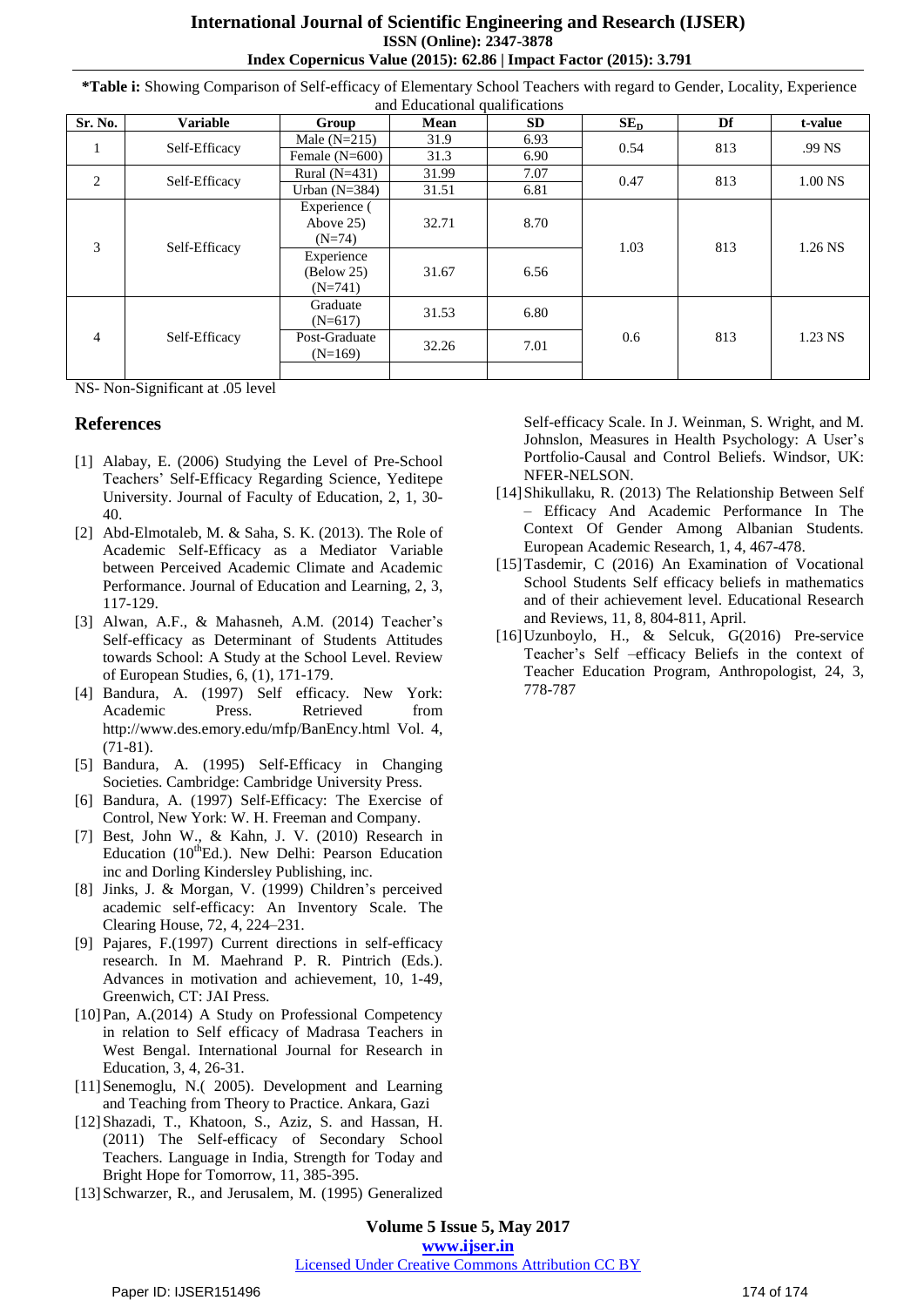***Table i:** Showing Comparison of Self-efficacy of Elementary School Teachers with regard to Gender, Locality, Experience and Educational qualifications

| Sr. No. | Variable | Group | Mean | SD | $SE_D$ | Df | t-value |
|---|---|---|---|---|---|---|---|
| 1 | Self-Efficacy | Male (N=215) | 31.9 | 6.93 | 0.54 | 813 | .99 NS |
| | | Female (N=600) | 31.3 | 6.90 | | | |
| 2 | Self-Efficacy | Rural (N=431) | 31.99 | 7.07 | 0.47 | 813 | 1.00 NS |
| | | Urban (N=384) | 31.51 | 6.81 | | | |
| 3 | Self-Efficacy | Experience ( Above 25) (N=74) | 32.71 | 8.70 | 1.03 | 813 | 1.26 NS |
| | | Experience (Below 25) (N=741) | 31.67 | 6.56 | | | |
| 4 | Self-Efficacy | Graduate (N=617) | 31.53 | 6.80 | 0.6 | 813 | 1.23 NS |
| | | Post-Graduate (N=169) | 32.26 | 7.01 | | | |

NS- Non-Significant at .05 level

## References

[1] Alabay, E. (2006) Studying the Level of Pre-School Teachers' Self-Efficacy Regarding Science, Yeditepe University. Journal of Faculty of Education, 2, 1, 30-40.

[2] Abd-Elmotaleb, M. & Saha, S. K. (2013). The Role of Academic Self-Efficacy as a Mediator Variable between Perceived Academic Climate and Academic Performance. Journal of Education and Learning, 2, 3, 117-129.

[3] Alwan, A.F., & Mahasneh, A.M. (2014) Teacher's Self-efficacy as Determinant of Students Attitudes towards School: A Study at the School Level. Review of European Studies, 6, (1), 171-179.

[4] Bandura, A. (1997) Self efficacy. New York: Academic Press. Retrieved from http://www.des.emory.edu/mfp/BanEncy.html Vol. 4, (71-81).

[5] Bandura, A. (1995) Self-Efficacy in Changing Societies. Cambridge: Cambridge University Press.

[6] Bandura, A. (1997) Self-Efficacy: The Exercise of Control, New York: W. H. Freeman and Company.

[7] Best, John W., & Kahn, J. V. (2010) Research in Education (10thEd.). New Delhi: Pearson Education inc and Dorling Kindersley Publishing, inc.

[8] Jinks, J. & Morgan, V. (1999) Children's perceived academic self-efficacy: An Inventory Scale. The Clearing House, 72, 4, 224–231.

[9] Pajares, F.(1997) Current directions in self-efficacy research. In M. Maehrand P. R. Pintrich (Eds.). Advances in motivation and achievement, 10, 1-49, Greenwich, CT: JAI Press.

[10] Pan, A.(2014) A Study on Professional Competency in relation to Self efficacy of Madrasa Teachers in West Bengal. International Journal for Research in Education, 3, 4, 26-31.

[11] Senemoglu, N.( 2005). Development and Learning and Teaching from Theory to Practice. Ankara, Gazi

[12] Shazadi, T., Khatoon, S., Aziz, S. and Hassan, H. (2011) The Self-efficacy of Secondary School Teachers. Language in India, Strength for Today and Bright Hope for Tomorrow, 11, 385-395.

[13] Schwarzer, R., and Jerusalem, M. (1995) Generalized Self-efficacy Scale. In J. Weinman, S. Wright, and M. Johnslon, Measures in Health Psychology: A User's Portfolio-Causal and Control Beliefs. Windsor, UK: NFER-NELSON.

[14] Shikullaku, R. (2013) The Relationship Between Self – Efficacy And Academic Performance In The Context Of Gender Among Albanian Students. European Academic Research, 1, 4, 467-478.

[15] Tasdemir, C (2016) An Examination of Vocational School Students Self efficacy beliefs in mathematics and of their achievement level. Educational Research and Reviews, 11, 8, 804-811, April.

[16] Uzunboylo, H., & Selcuk, G(2016) Pre-service Teacher's Self –efficacy Beliefs in the context of Teacher Education Program, Anthropologist, 24, 3, 778-787